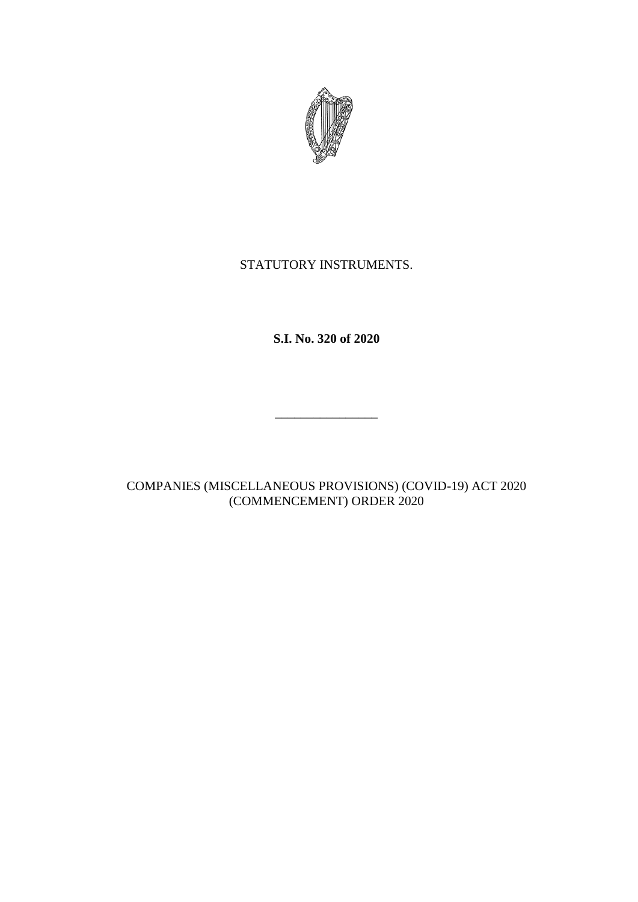STATUTORY INSTRUMENTS.

**S.I. No. 320 of 2020**

---

COMPANIES (MISCELLANEOUS PROVISIONS) (COVID-19) ACT 2020 (COMMENCEMENT) ORDER 2020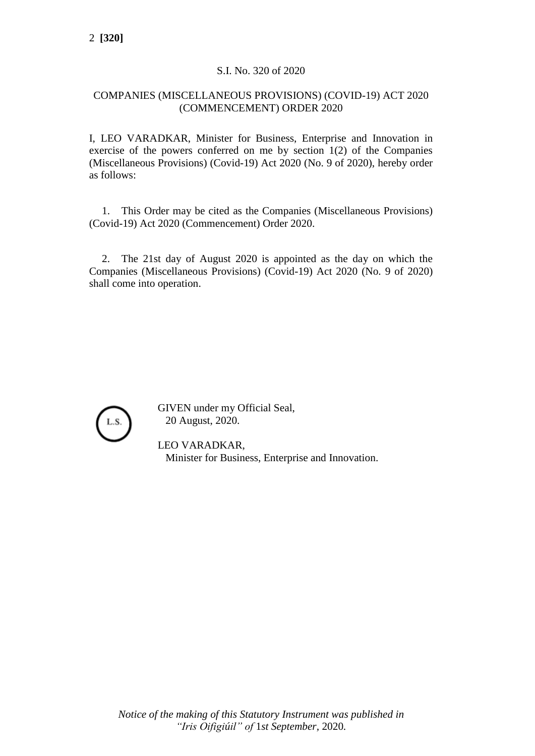S.I. No. 320 of 2020

COMPANIES (MISCELLANEOUS PROVISIONS) (COVID-19) ACT 2020 (COMMENCEMENT) ORDER 2020

I, LEO VARADKAR, Minister for Business, Enterprise and Innovation in exercise of the powers conferred on me by section 1(2) of the Companies (Miscellaneous Provisions) (Covid-19) Act 2020 (No. 9 of 2020), hereby order as follows:

1. This Order may be cited as the Companies (Miscellaneous Provisions) (Covid-19) Act 2020 (Commencement) Order 2020.

2. The 21st day of August 2020 is appointed as the day on which the Companies (Miscellaneous Provisions) (Covid-19) Act 2020 (No. 9 of 2020) shall come into operation.

L.S.

GIVEN under my Official Seal,
20 August, 2020.

LEO VARADKAR,
Minister for Business, Enterprise and Innovation.

*Notice of the making of this Statutory Instrument was published in "Iris Oifigiúil" of 1st September, 2020.*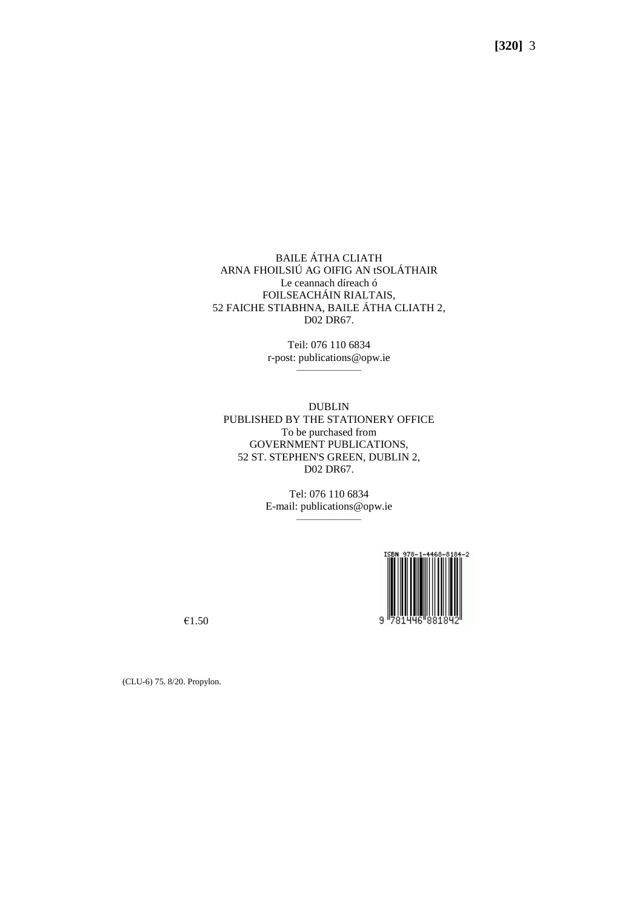**[320]** 3

BAILE ÁTHA CLIATH
ARNA FHOILSIÚ AG OIFIG AN tSOLÁTHAIR
Le ceannach díreach ó
FOILSEACHÁIN RIALTAIS,
52 FAICHE STIABHNA, BAILE ÁTHA CLIATH 2,
D02 DR67.

Teil: 076 110 6834
r-post: publications@opw.ie

---

DUBLIN
PUBLISHED BY THE STATIONERY OFFICE
To be purchased from
GOVERNMENT PUBLICATIONS,
52 ST. STEPHEN'S GREEN, DUBLIN 2,
D02 DR67.

Tel: 076 110 6834
E-mail: publications@opw.ie

---

ISBN 978-1-4468-8184-2

9 781446 881842

€1.50

(CLU-6) 75. 8/20. Propylon.